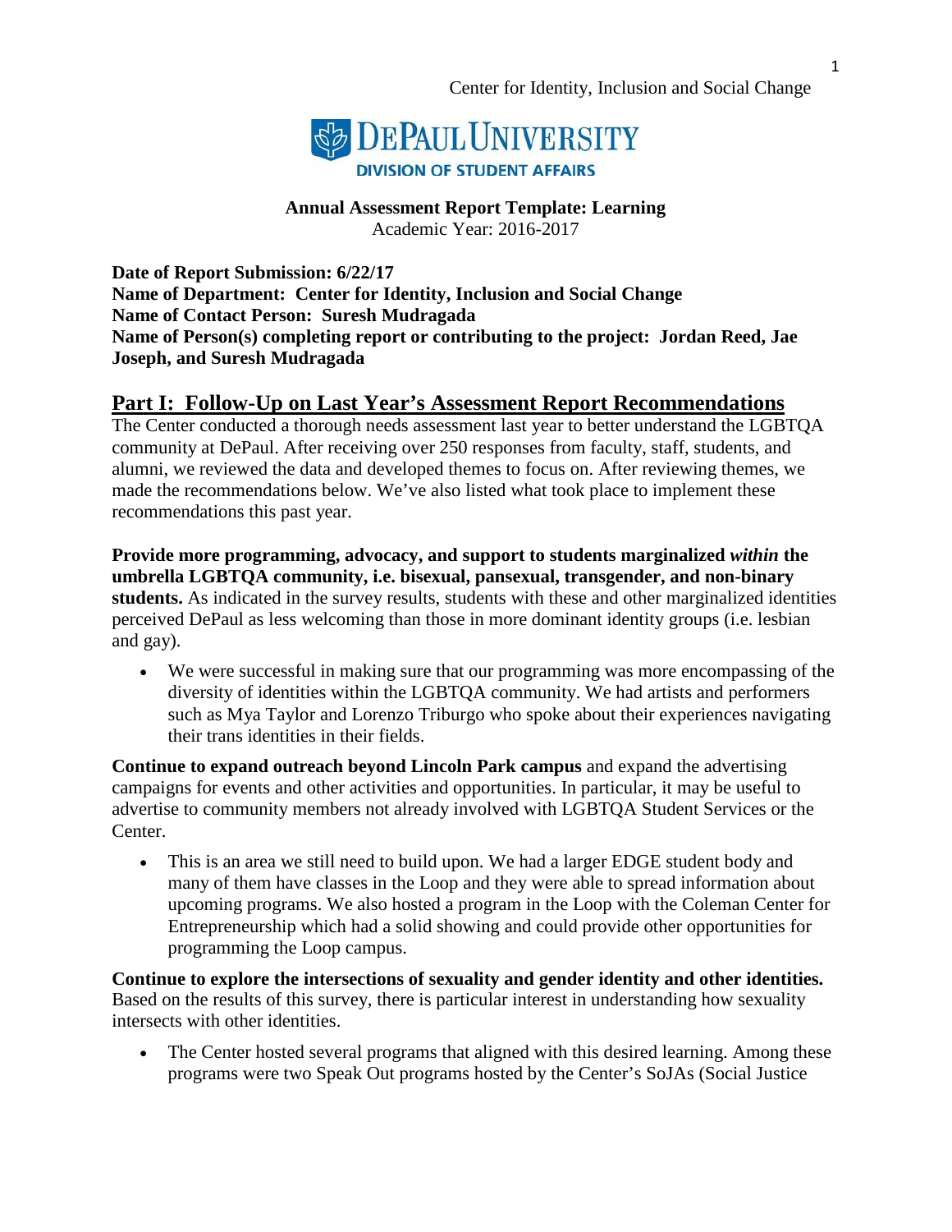DePaul University
Division of Student Affairs

**Annual Assessment Report Template: Learning**
Academic Year: 2016-2017

**Date of Report Submission: 6/22/17**
**Name of Department: Center for Identity, Inclusion and Social Change**
**Name of Contact Person: Suresh Mudragada**
**Name of Person(s) completing report or contributing to the project: Jordan Reed, Jae Joseph, and Suresh Mudragada**

## Part I: Follow-Up on Last Year's Assessment Report Recommendations

The Center conducted a thorough needs assessment last year to better understand the LGBTQA community at DePaul. After receiving over 250 responses from faculty, staff, students, and alumni, we reviewed the data and developed themes to focus on. After reviewing themes, we made the recommendations below. We've also listed what took place to implement these recommendations this past year.

**Provide more programming, advocacy, and support to students marginalized *within* the umbrella LGBTQA community, i.e. bisexual, pansexual, transgender, and non-binary students.** As indicated in the survey results, students with these and other marginalized identities perceived DePaul as less welcoming than those in more dominant identity groups (i.e. lesbian and gay).

- We were successful in making sure that our programming was more encompassing of the diversity of identities within the LGBTQA community. We had artists and performers such as Mya Taylor and Lorenzo Triburgo who spoke about their experiences navigating their trans identities in their fields.

**Continue to expand outreach beyond Lincoln Park campus** and expand the advertising campaigns for events and other activities and opportunities. In particular, it may be useful to advertise to community members not already involved with LGBTQA Student Services or the Center.

- This is an area we still need to build upon. We had a larger EDGE student body and many of them have classes in the Loop and they were able to spread information about upcoming programs. We also hosted a program in the Loop with the Coleman Center for Entrepreneurship which had a solid showing and could provide other opportunities for programming the Loop campus.

**Continue to explore the intersections of sexuality and gender identity and other identities.** Based on the results of this survey, there is particular interest in understanding how sexuality intersects with other identities.

- The Center hosted several programs that aligned with this desired learning. Among these programs were two Speak Out programs hosted by the Center's SoJAs (Social Justice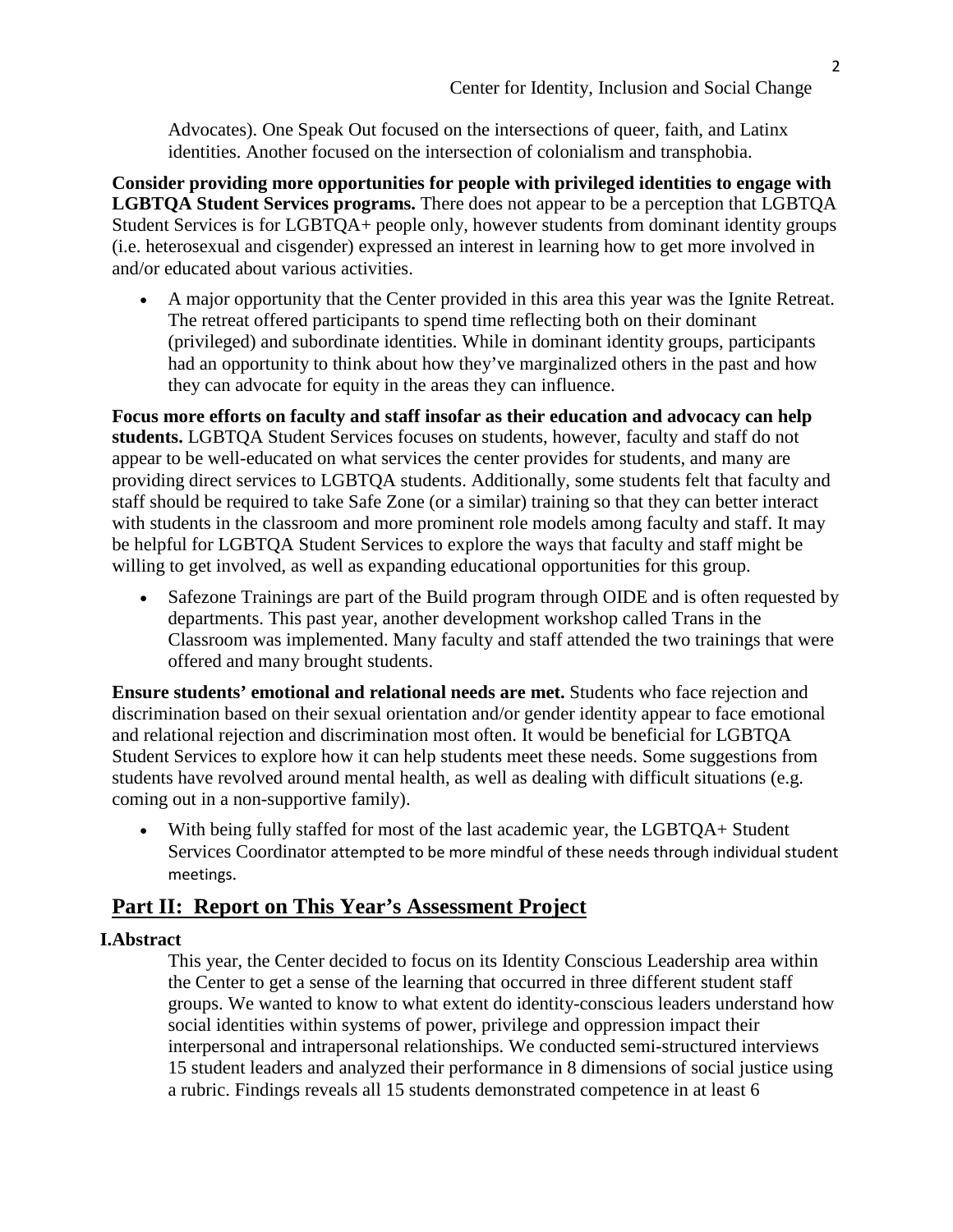Advocates). One Speak Out focused on the intersections of queer, faith, and Latinx identities. Another focused on the intersection of colonialism and transphobia.

**Consider providing more opportunities for people with privileged identities to engage with LGBTQA Student Services programs.** There does not appear to be a perception that LGBTQA Student Services is for LGBTQA+ people only, however students from dominant identity groups (i.e. heterosexual and cisgender) expressed an interest in learning how to get more involved in and/or educated about various activities.

- A major opportunity that the Center provided in this area this year was the Ignite Retreat. The retreat offered participants to spend time reflecting both on their dominant (privileged) and subordinate identities. While in dominant identity groups, participants had an opportunity to think about how they've marginalized others in the past and how they can advocate for equity in the areas they can influence.

**Focus more efforts on faculty and staff insofar as their education and advocacy can help students.** LGBTQA Student Services focuses on students, however, faculty and staff do not appear to be well-educated on what services the center provides for students, and many are providing direct services to LGBTQA students. Additionally, some students felt that faculty and staff should be required to take Safe Zone (or a similar) training so that they can better interact with students in the classroom and more prominent role models among faculty and staff. It may be helpful for LGBTQA Student Services to explore the ways that faculty and staff might be willing to get involved, as well as expanding educational opportunities for this group.

- Safezone Trainings are part of the Build program through OIDE and is often requested by departments. This past year, another development workshop called Trans in the Classroom was implemented. Many faculty and staff attended the two trainings that were offered and many brought students.

**Ensure students' emotional and relational needs are met.** Students who face rejection and discrimination based on their sexual orientation and/or gender identity appear to face emotional and relational rejection and discrimination most often. It would be beneficial for LGBTQA Student Services to explore how it can help students meet these needs. Some suggestions from students have revolved around mental health, as well as dealing with difficult situations (e.g. coming out in a non-supportive family).

- With being fully staffed for most of the last academic year, the LGBTQA+ Student Services Coordinator attempted to be more mindful of these needs through individual student meetings.

## Part II: Report on This Year's Assessment Project

### I. Abstract

This year, the Center decided to focus on its Identity Conscious Leadership area within the Center to get a sense of the learning that occurred in three different student staff groups. We wanted to know to what extent do identity-conscious leaders understand how social identities within systems of power, privilege and oppression impact their interpersonal and intrapersonal relationships. We conducted semi-structured interviews 15 student leaders and analyzed their performance in 8 dimensions of social justice using a rubric. Findings reveals all 15 students demonstrated competence in at least 6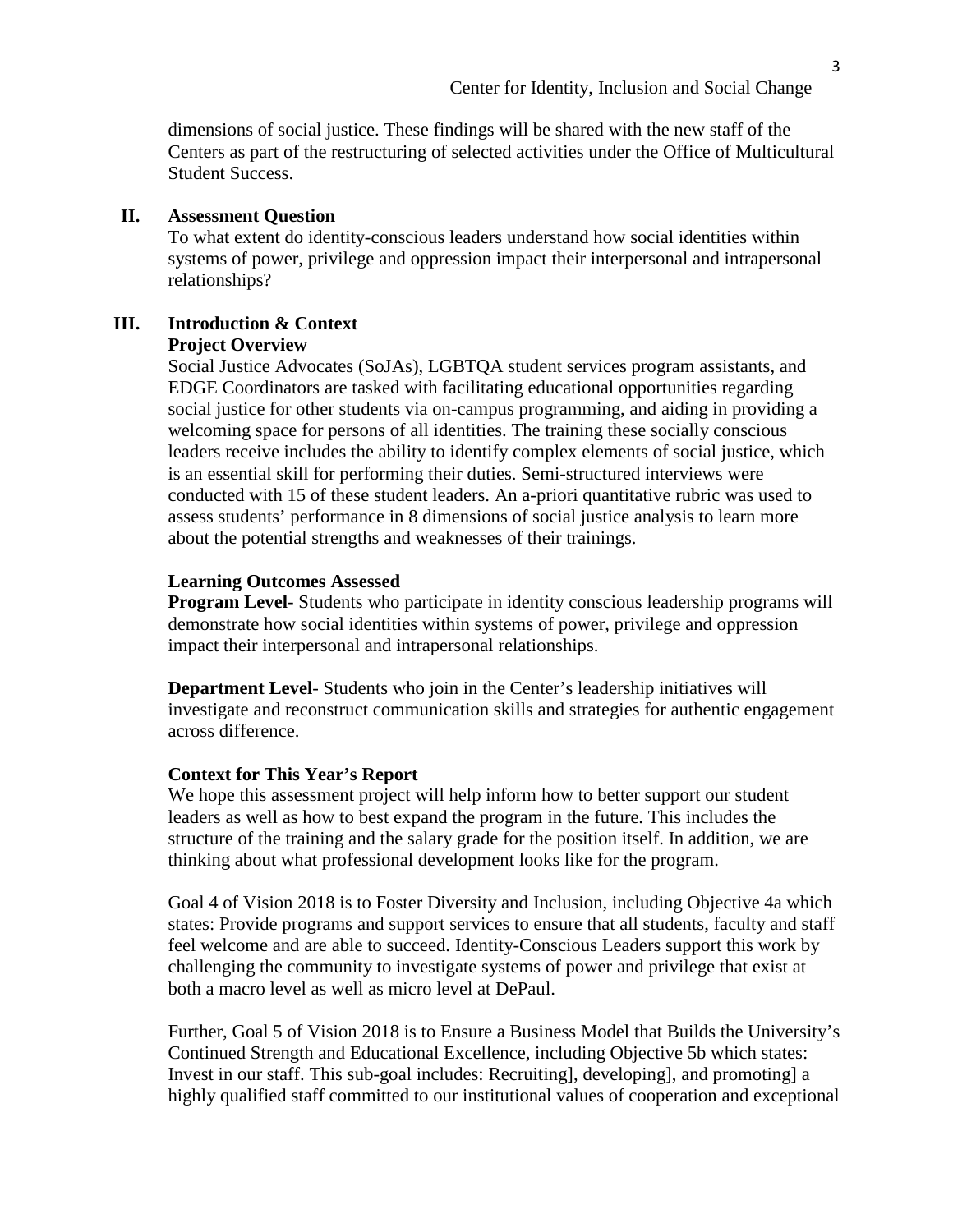dimensions of social justice. These findings will be shared with the new staff of the Centers as part of the restructuring of selected activities under the Office of Multicultural Student Success.

## II. Assessment Question

To what extent do identity-conscious leaders understand how social identities within systems of power, privilege and oppression impact their interpersonal and intrapersonal relationships?

## III. Introduction & Context

### Project Overview

Social Justice Advocates (SoJAs), LGBTQA student services program assistants, and EDGE Coordinators are tasked with facilitating educational opportunities regarding social justice for other students via on-campus programming, and aiding in providing a welcoming space for persons of all identities. The training these socially conscious leaders receive includes the ability to identify complex elements of social justice, which is an essential skill for performing their duties. Semi-structured interviews were conducted with 15 of these student leaders. An a-priori quantitative rubric was used to assess students' performance in 8 dimensions of social justice analysis to learn more about the potential strengths and weaknesses of their trainings.

### Learning Outcomes Assessed

**Program Level**- Students who participate in identity conscious leadership programs will demonstrate how social identities within systems of power, privilege and oppression impact their interpersonal and intrapersonal relationships.

**Department Level**- Students who join in the Center's leadership initiatives will investigate and reconstruct communication skills and strategies for authentic engagement across difference.

### Context for This Year's Report

We hope this assessment project will help inform how to better support our student leaders as well as how to best expand the program in the future. This includes the structure of the training and the salary grade for the position itself. In addition, we are thinking about what professional development looks like for the program.

Goal 4 of Vision 2018 is to Foster Diversity and Inclusion, including Objective 4a which states: Provide programs and support services to ensure that all students, faculty and staff feel welcome and are able to succeed. Identity-Conscious Leaders support this work by challenging the community to investigate systems of power and privilege that exist at both a macro level as well as micro level at DePaul.

Further, Goal 5 of Vision 2018 is to Ensure a Business Model that Builds the University's Continued Strength and Educational Excellence, including Objective 5b which states: Invest in our staff. This sub-goal includes: Recruiting], developing], and promoting] a highly qualified staff committed to our institutional values of cooperation and exceptional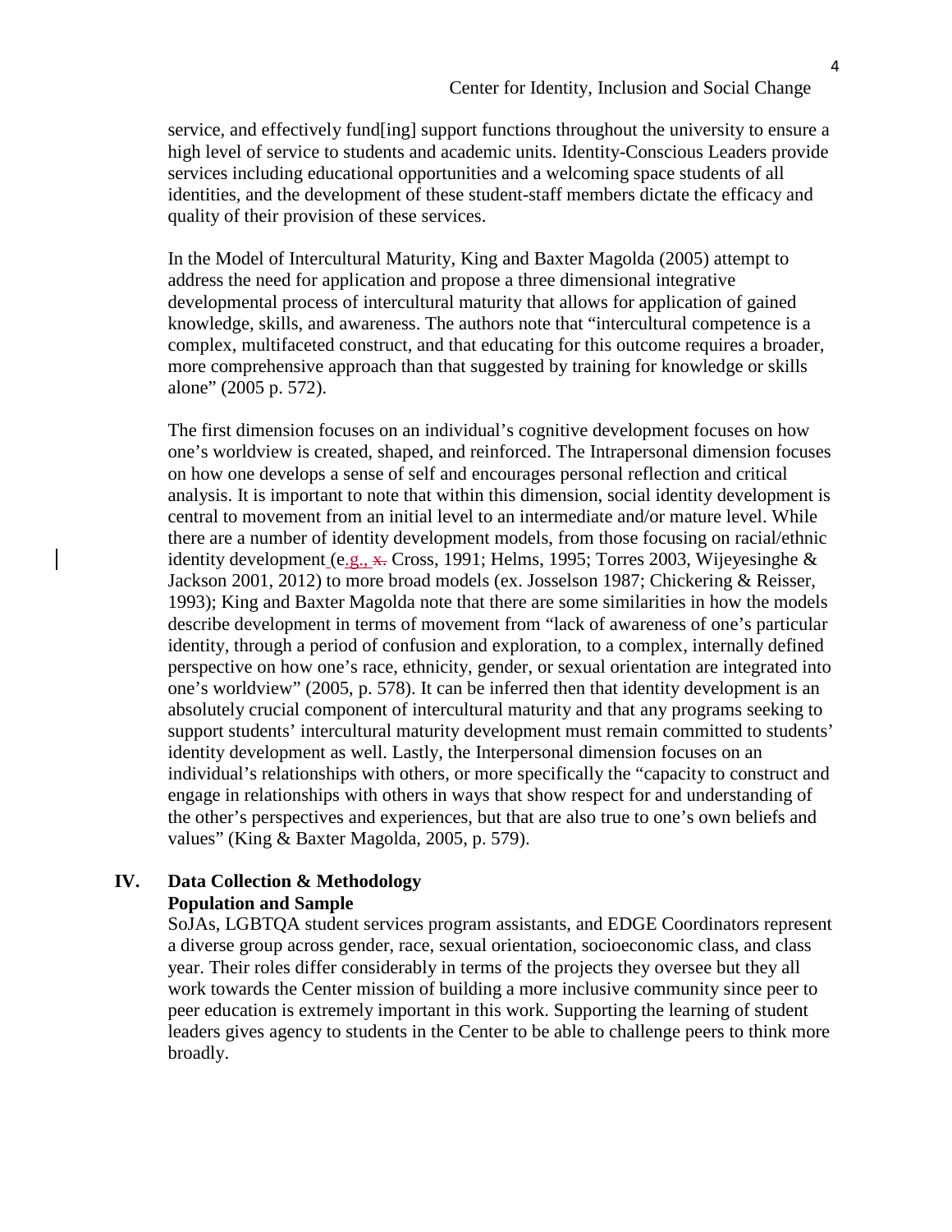service, and effectively fund[ing] support functions throughout the university to ensure a high level of service to students and academic units. Identity-Conscious Leaders provide services including educational opportunities and a welcoming space students of all identities, and the development of these student-staff members dictate the efficacy and quality of their provision of these services.

In the Model of Intercultural Maturity, King and Baxter Magolda (2005) attempt to address the need for application and propose a three dimensional integrative developmental process of intercultural maturity that allows for application of gained knowledge, skills, and awareness. The authors note that "intercultural competence is a complex, multifaceted construct, and that educating for this outcome requires a broader, more comprehensive approach than that suggested by training for knowledge or skills alone" (2005 p. 572).

The first dimension focuses on an individual's cognitive development focuses on how one's worldview is created, shaped, and reinforced. The Intrapersonal dimension focuses on how one develops a sense of self and encourages personal reflection and critical analysis. It is important to note that within this dimension, social identity development is central to movement from an initial level to an intermediate and/or mature level. While there are a number of identity development models, from those focusing on racial/ethnic identity development (e.g., Cross, 1991; Helms, 1995; Torres 2003, Wijeyesinghe & Jackson 2001, 2012) to more broad models (ex. Josselson 1987; Chickering & Reisser, 1993); King and Baxter Magolda note that there are some similarities in how the models describe development in terms of movement from "lack of awareness of one's particular identity, through a period of confusion and exploration, to a complex, internally defined perspective on how one's race, ethnicity, gender, or sexual orientation are integrated into one's worldview" (2005, p. 578). It can be inferred then that identity development is an absolutely crucial component of intercultural maturity and that any programs seeking to support students' intercultural maturity development must remain committed to students' identity development as well. Lastly, the Interpersonal dimension focuses on an individual's relationships with others, or more specifically the "capacity to construct and engage in relationships with others in ways that show respect for and understanding of the other's perspectives and experiences, but that are also true to one's own beliefs and values" (King & Baxter Magolda, 2005, p. 579).

## IV. Data Collection & Methodology

### Population and Sample

SoJAs, LGBTQA student services program assistants, and EDGE Coordinators represent a diverse group across gender, race, sexual orientation, socioeconomic class, and class year. Their roles differ considerably in terms of the projects they oversee but they all work towards the Center mission of building a more inclusive community since peer to peer education is extremely important in this work. Supporting the learning of student leaders gives agency to students in the Center to be able to challenge peers to think more broadly.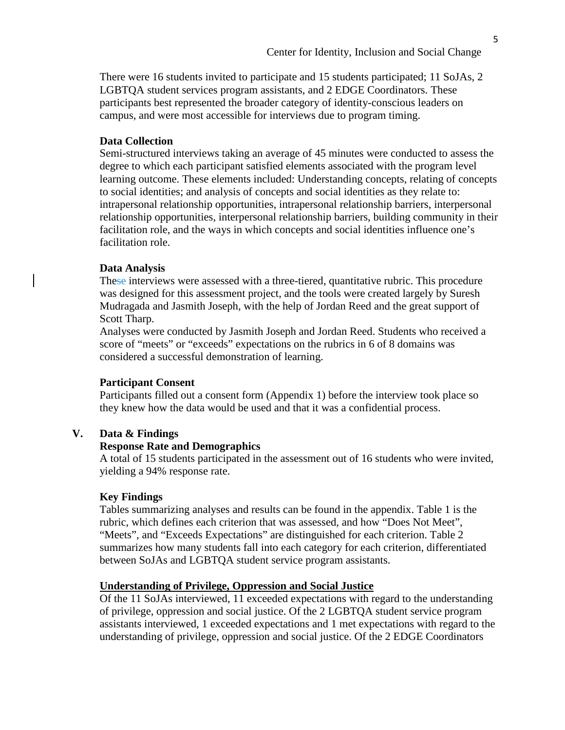There were 16 students invited to participate and 15 students participated; 11 SoJAs, 2 LGBTQA student services program assistants, and 2 EDGE Coordinators. These participants best represented the broader category of identity-conscious leaders on campus, and were most accessible for interviews due to program timing.

**Data Collection**

Semi-structured interviews taking an average of 45 minutes were conducted to assess the degree to which each participant satisfied elements associated with the program level learning outcome. These elements included: Understanding concepts, relating of concepts to social identities; and analysis of concepts and social identities as they relate to: intrapersonal relationship opportunities, intrapersonal relationship barriers, interpersonal relationship opportunities, interpersonal relationship barriers, building community in their facilitation role, and the ways in which concepts and social identities influence one's facilitation role.

**Data Analysis**

These interviews were assessed with a three-tiered, quantitative rubric. This procedure was designed for this assessment project, and the tools were created largely by Suresh Mudragada and Jasmith Joseph, with the help of Jordan Reed and the great support of Scott Tharp.

Analyses were conducted by Jasmith Joseph and Jordan Reed. Students who received a score of "meets" or "exceeds" expectations on the rubrics in 6 of 8 domains was considered a successful demonstration of learning.

**Participant Consent**

Participants filled out a consent form (Appendix 1) before the interview took place so they knew how the data would be used and that it was a confidential process.

## V. Data & Findings

**Response Rate and Demographics**

A total of 15 students participated in the assessment out of 16 students who were invited, yielding a 94% response rate.

**Key Findings**

Tables summarizing analyses and results can be found in the appendix. Table 1 is the rubric, which defines each criterion that was assessed, and how "Does Not Meet", "Meets", and "Exceeds Expectations" are distinguished for each criterion. Table 2 summarizes how many students fall into each category for each criterion, differentiated between SoJAs and LGBTQA student service program assistants.

**Understanding of Privilege, Oppression and Social Justice**

Of the 11 SoJAs interviewed, 11 exceeded expectations with regard to the understanding of privilege, oppression and social justice. Of the 2 LGBTQA student service program assistants interviewed, 1 exceeded expectations and 1 met expectations with regard to the understanding of privilege, oppression and social justice. Of the 2 EDGE Coordinators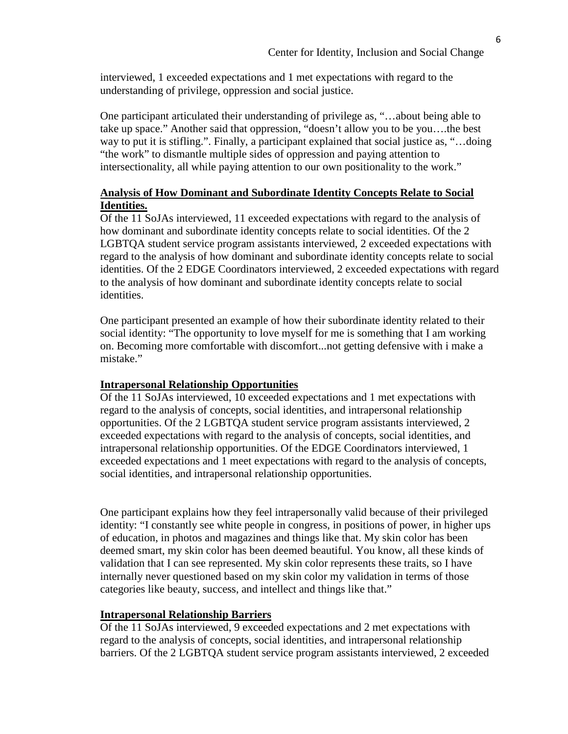interviewed, 1 exceeded expectations and 1 met expectations with regard to the understanding of privilege, oppression and social justice.

One participant articulated their understanding of privilege as, "…about being able to take up space." Another said that oppression, "doesn't allow you to be you….the best way to put it is stifling.". Finally, a participant explained that social justice as, "…doing "the work" to dismantle multiple sides of oppression and paying attention to intersectionality, all while paying attention to our own positionality to the work."

**Analysis of How Dominant and Subordinate Identity Concepts Relate to Social Identities.**

Of the 11 SoJAs interviewed, 11 exceeded expectations with regard to the analysis of how dominant and subordinate identity concepts relate to social identities. Of the 2 LGBTQA student service program assistants interviewed, 2 exceeded expectations with regard to the analysis of how dominant and subordinate identity concepts relate to social identities. Of the 2 EDGE Coordinators interviewed, 2 exceeded expectations with regard to the analysis of how dominant and subordinate identity concepts relate to social identities.

One participant presented an example of how their subordinate identity related to their social identity: "The opportunity to love myself for me is something that I am working on. Becoming more comfortable with discomfort...not getting defensive with i make a mistake."

**Intrapersonal Relationship Opportunities**

Of the 11 SoJAs interviewed, 10 exceeded expectations and 1 met expectations with regard to the analysis of concepts, social identities, and intrapersonal relationship opportunities. Of the 2 LGBTQA student service program assistants interviewed, 2 exceeded expectations with regard to the analysis of concepts, social identities, and intrapersonal relationship opportunities. Of the EDGE Coordinators interviewed, 1 exceeded expectations and 1 meet expectations with regard to the analysis of concepts, social identities, and intrapersonal relationship opportunities.

One participant explains how they feel intrapersonally valid because of their privileged identity: "I constantly see white people in congress, in positions of power, in higher ups of education, in photos and magazines and things like that. My skin color has been deemed smart, my skin color has been deemed beautiful. You know, all these kinds of validation that I can see represented. My skin color represents these traits, so I have internally never questioned based on my skin color my validation in terms of those categories like beauty, success, and intellect and things like that."

**Intrapersonal Relationship Barriers**

Of the 11 SoJAs interviewed, 9 exceeded expectations and 2 met expectations with regard to the analysis of concepts, social identities, and intrapersonal relationship barriers. Of the 2 LGBTQA student service program assistants interviewed, 2 exceeded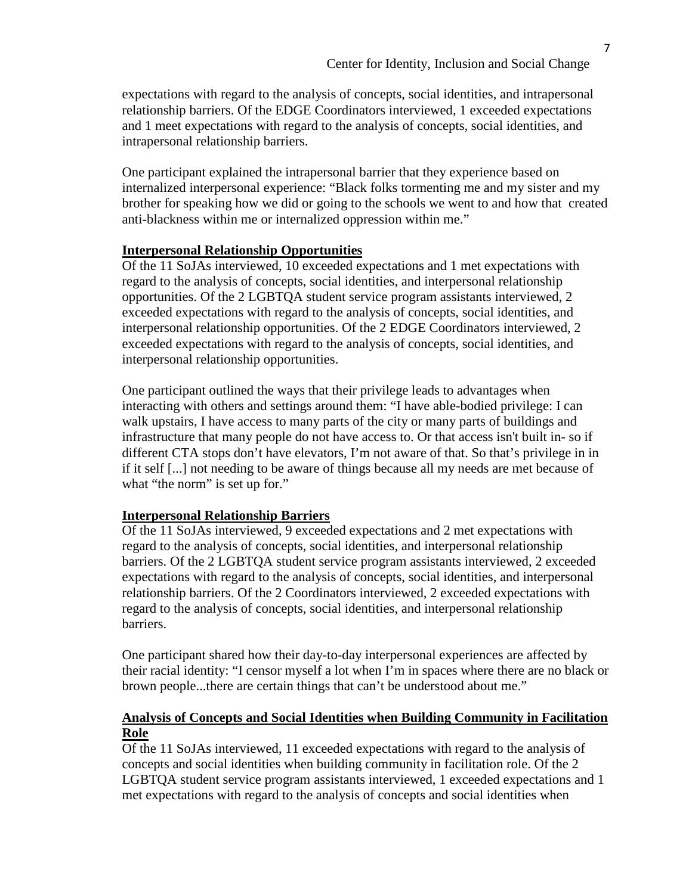expectations with regard to the analysis of concepts, social identities, and intrapersonal relationship barriers. Of the EDGE Coordinators interviewed, 1 exceeded expectations and 1 meet expectations with regard to the analysis of concepts, social identities, and intrapersonal relationship barriers.

One participant explained the intrapersonal barrier that they experience based on internalized interpersonal experience: "Black folks tormenting me and my sister and my brother for speaking how we did or going to the schools we went to and how that created anti-blackness within me or internalized oppression within me."

## Interpersonal Relationship Opportunities

Of the 11 SoJAs interviewed, 10 exceeded expectations and 1 met expectations with regard to the analysis of concepts, social identities, and interpersonal relationship opportunities. Of the 2 LGBTQA student service program assistants interviewed, 2 exceeded expectations with regard to the analysis of concepts, social identities, and interpersonal relationship opportunities. Of the 2 EDGE Coordinators interviewed, 2 exceeded expectations with regard to the analysis of concepts, social identities, and interpersonal relationship opportunities.

One participant outlined the ways that their privilege leads to advantages when interacting with others and settings around them: "I have able-bodied privilege: I can walk upstairs, I have access to many parts of the city or many parts of buildings and infrastructure that many people do not have access to. Or that access isn't built in- so if different CTA stops don't have elevators, I'm not aware of that. So that's privilege in in if it self [...] not needing to be aware of things because all my needs are met because of what "the norm" is set up for."

## Interpersonal Relationship Barriers

Of the 11 SoJAs interviewed, 9 exceeded expectations and 2 met expectations with regard to the analysis of concepts, social identities, and interpersonal relationship barriers. Of the 2 LGBTQA student service program assistants interviewed, 2 exceeded expectations with regard to the analysis of concepts, social identities, and interpersonal relationship barriers. Of the 2 Coordinators interviewed, 2 exceeded expectations with regard to the analysis of concepts, social identities, and interpersonal relationship barriers.

One participant shared how their day-to-day interpersonal experiences are affected by their racial identity: "I censor myself a lot when I'm in spaces where there are no black or brown people...there are certain things that can't be understood about me."

## Analysis of Concepts and Social Identities when Building Community in Facilitation Role

Of the 11 SoJAs interviewed, 11 exceeded expectations with regard to the analysis of concepts and social identities when building community in facilitation role. Of the 2 LGBTQA student service program assistants interviewed, 1 exceeded expectations and 1 met expectations with regard to the analysis of concepts and social identities when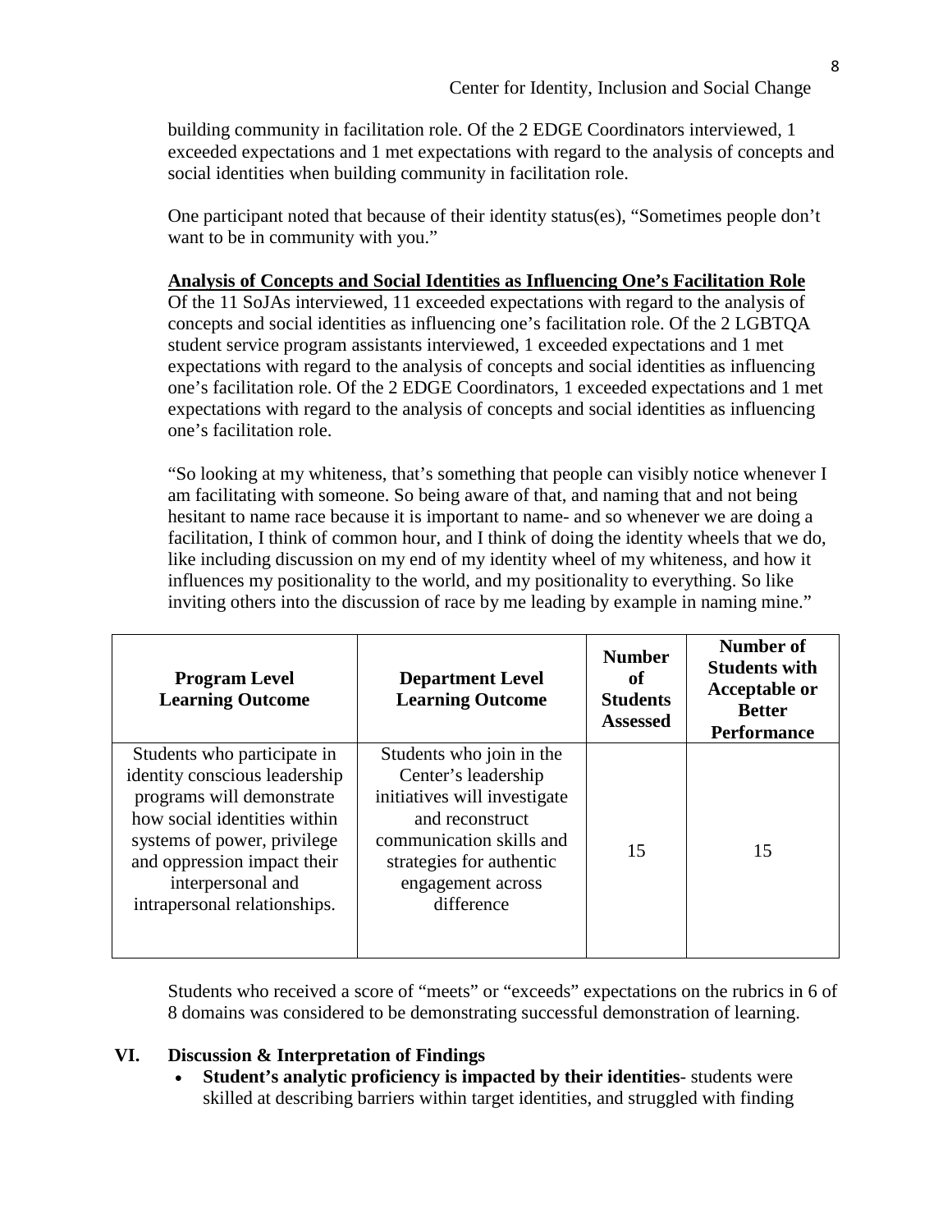building community in facilitation role. Of the 2 EDGE Coordinators interviewed, 1 exceeded expectations and 1 met expectations with regard to the analysis of concepts and social identities when building community in facilitation role.

One participant noted that because of their identity status(es), "Sometimes people don't want to be in community with you."

**Analysis of Concepts and Social Identities as Influencing One's Facilitation Role**

Of the 11 SoJAs interviewed, 11 exceeded expectations with regard to the analysis of concepts and social identities as influencing one's facilitation role. Of the 2 LGBTQA student service program assistants interviewed, 1 exceeded expectations and 1 met expectations with regard to the analysis of concepts and social identities as influencing one's facilitation role. Of the 2 EDGE Coordinators, 1 exceeded expectations and 1 met expectations with regard to the analysis of concepts and social identities as influencing one's facilitation role.

"So looking at my whiteness, that's something that people can visibly notice whenever I am facilitating with someone. So being aware of that, and naming that and not being hesitant to name race because it is important to name- and so whenever we are doing a facilitation, I think of common hour, and I think of doing the identity wheels that we do, like including discussion on my end of my identity wheel of my whiteness, and how it influences my positionality to the world, and my positionality to everything. So like inviting others into the discussion of race by me leading by example in naming mine."

| Program Level Learning Outcome | Department Level Learning Outcome | Number of Students Assessed | Number of Students with Acceptable or Better Performance |
|---|---|---|---|
| Students who participate in identity conscious leadership programs will demonstrate how social identities within systems of power, privilege and oppression impact their interpersonal and intrapersonal relationships. | Students who join in the Center's leadership initiatives will investigate and reconstruct communication skills and strategies for authentic engagement across difference | 15 | 15 |

Students who received a score of "meets" or "exceeds" expectations on the rubrics in 6 of 8 domains was considered to be demonstrating successful demonstration of learning.

## VI. Discussion & Interpretation of Findings

- **Student's analytic proficiency is impacted by their identities**- students were skilled at describing barriers within target identities, and struggled with finding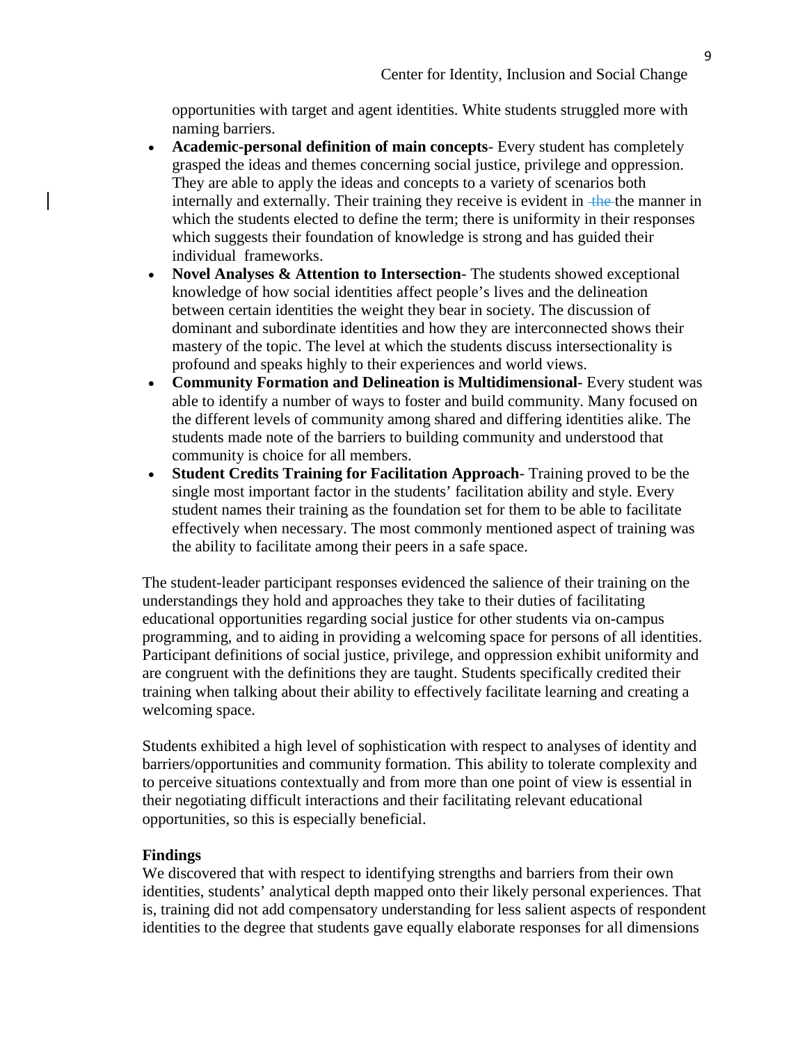opportunities with target and agent identities. White students struggled more with naming barriers.

- **Academic-personal definition of main concepts**- Every student has completely grasped the ideas and themes concerning social justice, privilege and oppression. They are able to apply the ideas and concepts to a variety of scenarios both internally and externally. Their training they receive is evident in the the manner in which the students elected to define the term; there is uniformity in their responses which suggests their foundation of knowledge is strong and has guided their individual frameworks.
- **Novel Analyses & Attention to Intersection**- The students showed exceptional knowledge of how social identities affect people's lives and the delineation between certain identities the weight they bear in society. The discussion of dominant and subordinate identities and how they are interconnected shows their mastery of the topic. The level at which the students discuss intersectionality is profound and speaks highly to their experiences and world views.
- **Community Formation and Delineation is Multidimensional**- Every student was able to identify a number of ways to foster and build community. Many focused on the different levels of community among shared and differing identities alike. The students made note of the barriers to building community and understood that community is choice for all members.
- **Student Credits Training for Facilitation Approach**- Training proved to be the single most important factor in the students' facilitation ability and style. Every student names their training as the foundation set for them to be able to facilitate effectively when necessary. The most commonly mentioned aspect of training was the ability to facilitate among their peers in a safe space.

The student-leader participant responses evidenced the salience of their training on the understandings they hold and approaches they take to their duties of facilitating educational opportunities regarding social justice for other students via on-campus programming, and to aiding in providing a welcoming space for persons of all identities. Participant definitions of social justice, privilege, and oppression exhibit uniformity and are congruent with the definitions they are taught. Students specifically credited their training when talking about their ability to effectively facilitate learning and creating a welcoming space.

Students exhibited a high level of sophistication with respect to analyses of identity and barriers/opportunities and community formation. This ability to tolerate complexity and to perceive situations contextually and from more than one point of view is essential in their negotiating difficult interactions and their facilitating relevant educational opportunities, so this is especially beneficial.

**Findings**

We discovered that with respect to identifying strengths and barriers from their own identities, students' analytical depth mapped onto their likely personal experiences. That is, training did not add compensatory understanding for less salient aspects of respondent identities to the degree that students gave equally elaborate responses for all dimensions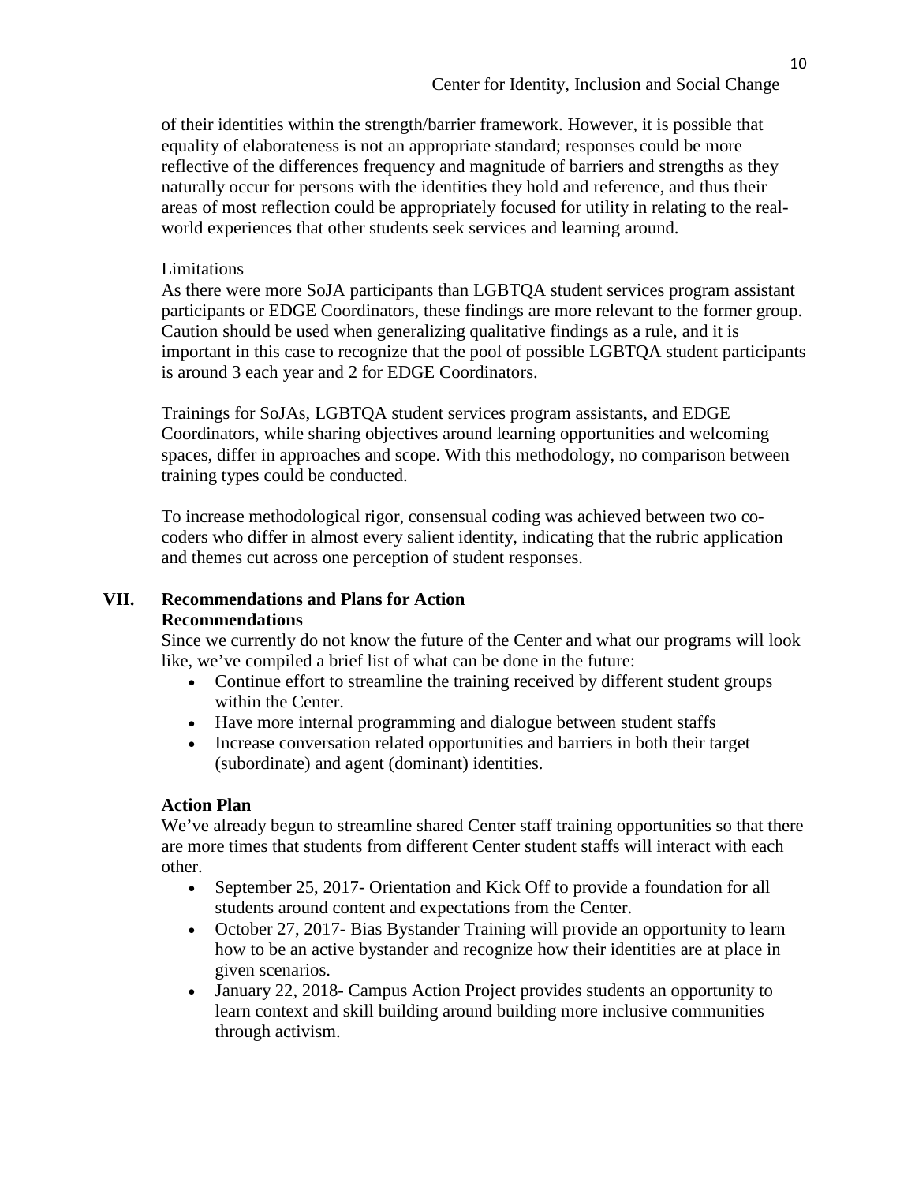of their identities within the strength/barrier framework. However, it is possible that equality of elaborateness is not an appropriate standard; responses could be more reflective of the differences frequency and magnitude of barriers and strengths as they naturally occur for persons with the identities they hold and reference, and thus their areas of most reflection could be appropriately focused for utility in relating to the real-world experiences that other students seek services and learning around.

Limitations

As there were more SoJA participants than LGBTQA student services program assistant participants or EDGE Coordinators, these findings are more relevant to the former group. Caution should be used when generalizing qualitative findings as a rule, and it is important in this case to recognize that the pool of possible LGBTQA student participants is around 3 each year and 2 for EDGE Coordinators.

Trainings for SoJAs, LGBTQA student services program assistants, and EDGE Coordinators, while sharing objectives around learning opportunities and welcoming spaces, differ in approaches and scope. With this methodology, no comparison between training types could be conducted.

To increase methodological rigor, consensual coding was achieved between two co-coders who differ in almost every salient identity, indicating that the rubric application and themes cut across one perception of student responses.

## VII. Recommendations and Plans for Action

### Recommendations

Since we currently do not know the future of the Center and what our programs will look like, we've compiled a brief list of what can be done in the future:

- Continue effort to streamline the training received by different student groups within the Center.
- Have more internal programming and dialogue between student staffs
- Increase conversation related opportunities and barriers in both their target (subordinate) and agent (dominant) identities.

### Action Plan

We've already begun to streamline shared Center staff training opportunities so that there are more times that students from different Center student staffs will interact with each other.

- September 25, 2017- Orientation and Kick Off to provide a foundation for all students around content and expectations from the Center.
- October 27, 2017- Bias Bystander Training will provide an opportunity to learn how to be an active bystander and recognize how their identities are at place in given scenarios.
- January 22, 2018- Campus Action Project provides students an opportunity to learn context and skill building around building more inclusive communities through activism.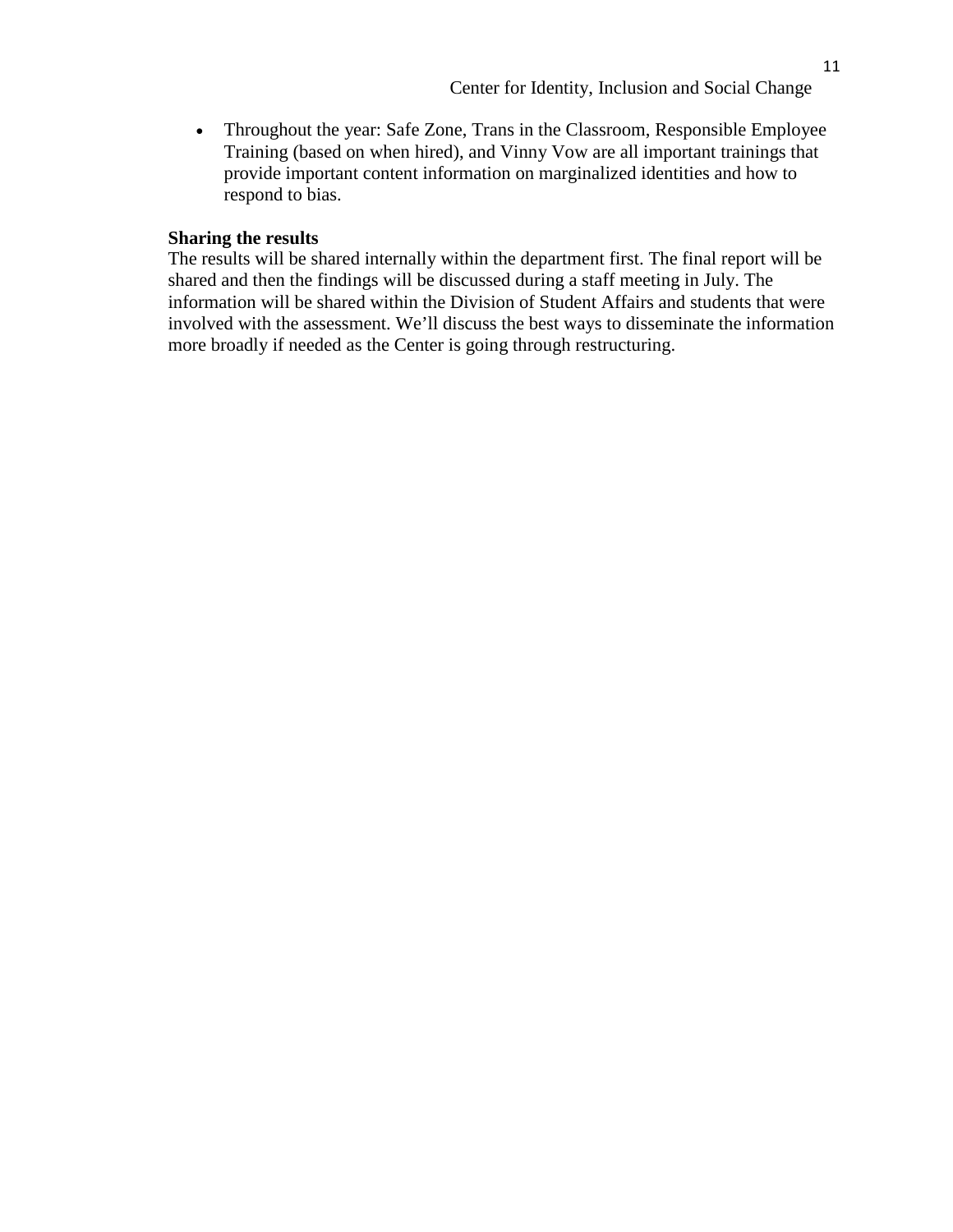- Throughout the year: Safe Zone, Trans in the Classroom, Responsible Employee Training (based on when hired), and Vinny Vow are all important trainings that provide important content information on marginalized identities and how to respond to bias.

**Sharing the results**

The results will be shared internally within the department first. The final report will be shared and then the findings will be discussed during a staff meeting in July. The information will be shared within the Division of Student Affairs and students that were involved with the assessment. We'll discuss the best ways to disseminate the information more broadly if needed as the Center is going through restructuring.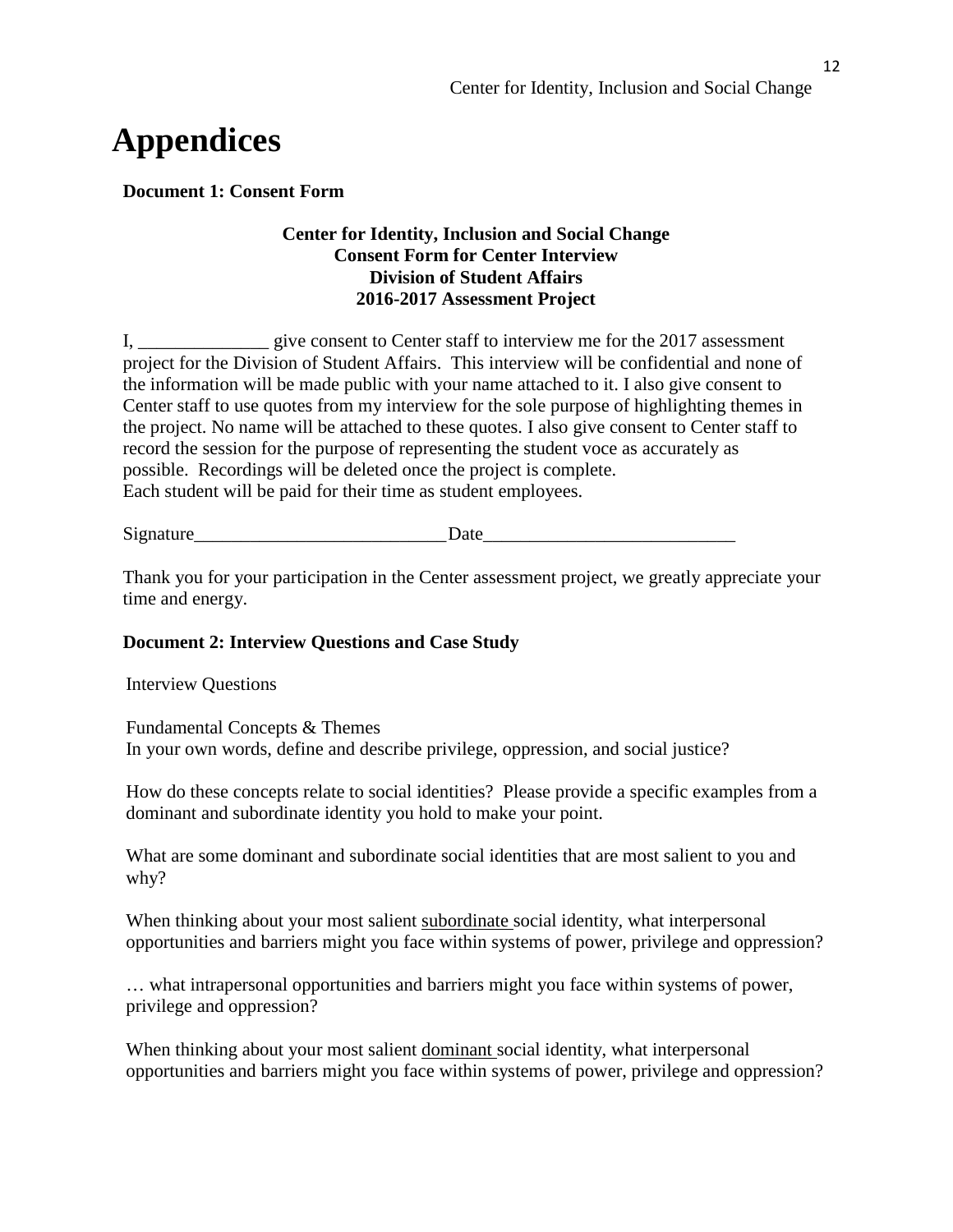# Appendices

**Document 1: Consent Form**

**Center for Identity, Inclusion and Social Change**
**Consent Form for Center Interview**
**Division of Student Affairs**
**2016-2017 Assessment Project**

I, ______________ give consent to Center staff to interview me for the 2017 assessment project for the Division of Student Affairs. This interview will be confidential and none of the information will be made public with your name attached to it. I also give consent to Center staff to use quotes from my interview for the sole purpose of highlighting themes in the project. No name will be attached to these quotes. I also give consent to Center staff to record the session for the purpose of representing the student voce as accurately as possible. Recordings will be deleted once the project is complete.
Each student will be paid for their time as student employees.

Signature___________________________Date___________________________

Thank you for your participation in the Center assessment project, we greatly appreciate your time and energy.

**Document 2: Interview Questions and Case Study**

Interview Questions

Fundamental Concepts & Themes
In your own words, define and describe privilege, oppression, and social justice?

How do these concepts relate to social identities? Please provide a specific examples from a dominant and subordinate identity you hold to make your point.

What are some dominant and subordinate social identities that are most salient to you and why?

When thinking about your most salient <u>subordinate</u> social identity, what interpersonal opportunities and barriers might you face within systems of power, privilege and oppression?

… what intrapersonal opportunities and barriers might you face within systems of power, privilege and oppression?

When thinking about your most salient <u>dominant</u> social identity, what interpersonal opportunities and barriers might you face within systems of power, privilege and oppression?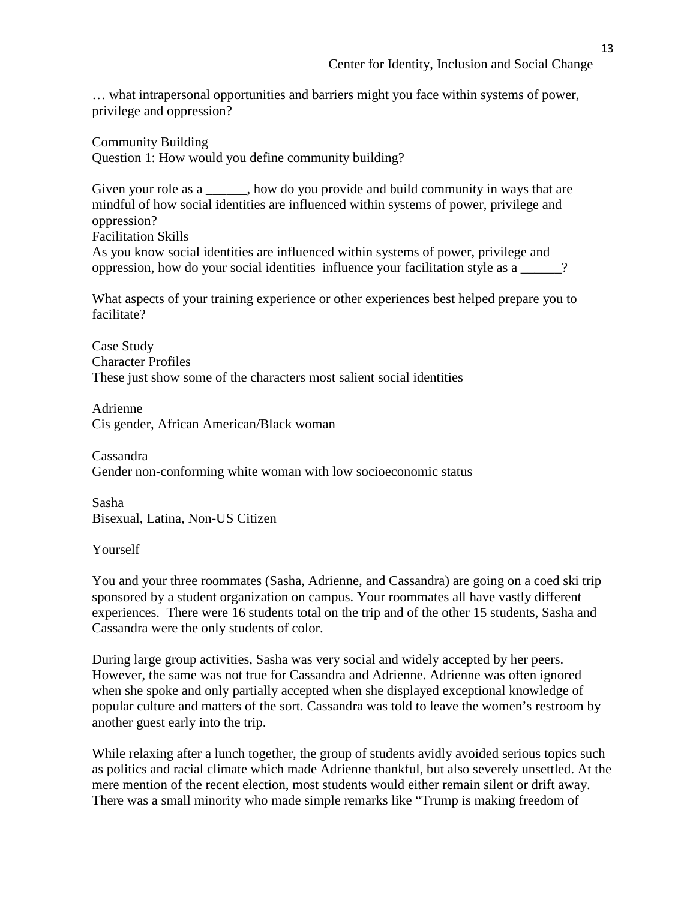… what intrapersonal opportunities and barriers might you face within systems of power, privilege and oppression?

Community Building
Question 1: How would you define community building?

Given your role as a ______, how do you provide and build community in ways that are mindful of how social identities are influenced within systems of power, privilege and oppression?

Facilitation Skills
As you know social identities are influenced within systems of power, privilege and oppression, how do your social identities influence your facilitation style as a ______?

What aspects of your training experience or other experiences best helped prepare you to facilitate?

Case Study
Character Profiles
These just show some of the characters most salient social identities

Adrienne
Cis gender, African American/Black woman

Cassandra
Gender non-conforming white woman with low socioeconomic status

Sasha
Bisexual, Latina, Non-US Citizen

Yourself

You and your three roommates (Sasha, Adrienne, and Cassandra) are going on a coed ski trip sponsored by a student organization on campus. Your roommates all have vastly different experiences. There were 16 students total on the trip and of the other 15 students, Sasha and Cassandra were the only students of color.

During large group activities, Sasha was very social and widely accepted by her peers. However, the same was not true for Cassandra and Adrienne. Adrienne was often ignored when she spoke and only partially accepted when she displayed exceptional knowledge of popular culture and matters of the sort. Cassandra was told to leave the women's restroom by another guest early into the trip.

While relaxing after a lunch together, the group of students avidly avoided serious topics such as politics and racial climate which made Adrienne thankful, but also severely unsettled. At the mere mention of the recent election, most students would either remain silent or drift away. There was a small minority who made simple remarks like "Trump is making freedom of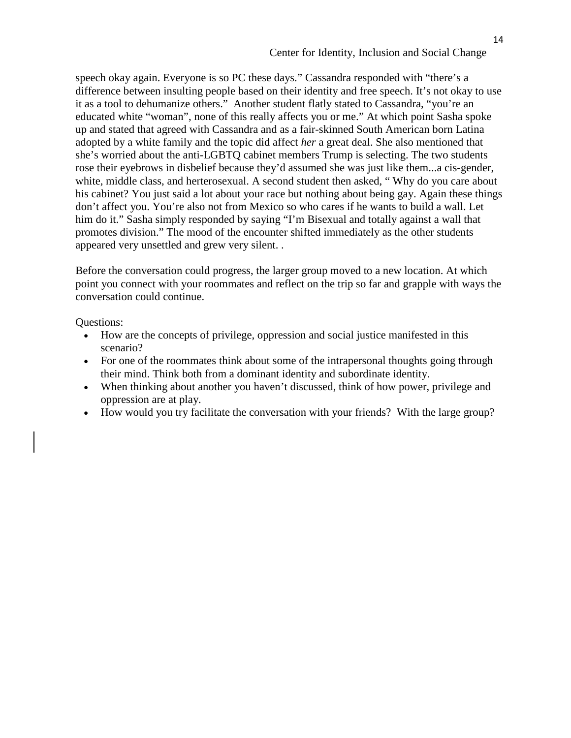speech okay again. Everyone is so PC these days." Cassandra responded with "there's a difference between insulting people based on their identity and free speech. It's not okay to use it as a tool to dehumanize others." Another student flatly stated to Cassandra, "you're an educated white "woman", none of this really affects you or me." At which point Sasha spoke up and stated that agreed with Cassandra and as a fair-skinned South American born Latina adopted by a white family and the topic did affect *her* a great deal. She also mentioned that she's worried about the anti-LGBTQ cabinet members Trump is selecting. The two students rose their eyebrows in disbelief because they'd assumed she was just like them...a cis-gender, white, middle class, and herterosexual. A second student then asked, " Why do you care about his cabinet? You just said a lot about your race but nothing about being gay. Again these things don't affect you. You're also not from Mexico so who cares if he wants to build a wall. Let him do it." Sasha simply responded by saying "I'm Bisexual and totally against a wall that promotes division." The mood of the encounter shifted immediately as the other students appeared very unsettled and grew very silent. .

Before the conversation could progress, the larger group moved to a new location. At which point you connect with your roommates and reflect on the trip so far and grapple with ways the conversation could continue.

Questions:

- How are the concepts of privilege, oppression and social justice manifested in this scenario?
- For one of the roommates think about some of the intrapersonal thoughts going through their mind. Think both from a dominant identity and subordinate identity.
- When thinking about another you haven't discussed, think of how power, privilege and oppression are at play.
- How would you try facilitate the conversation with your friends? With the large group?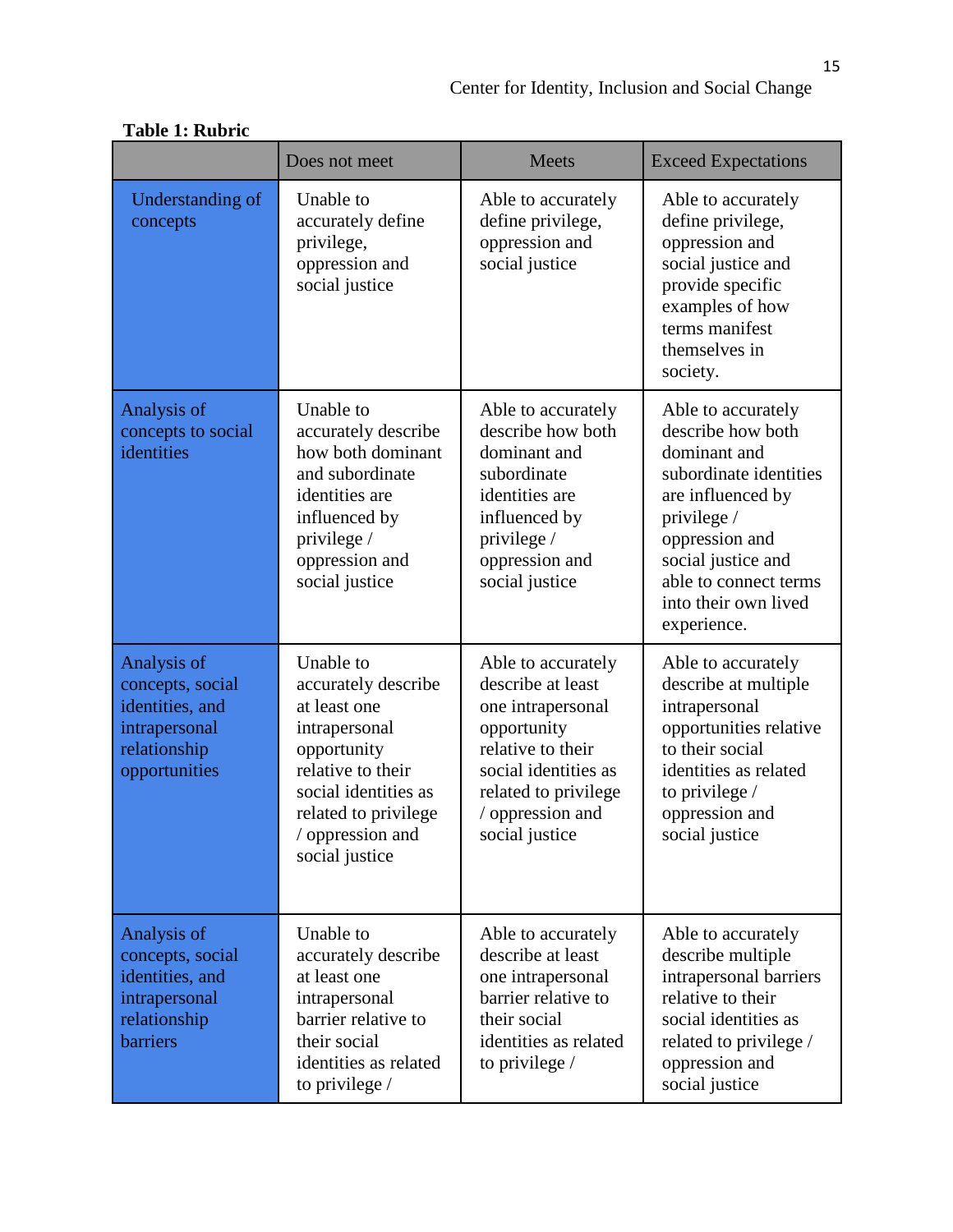**Table 1: Rubric**

| | Does not meet | Meets | Exceed Expectations |
|---|---|---|---|
| Understanding of concepts | Unable to accurately define privilege, oppression and social justice | Able to accurately define privilege, oppression and social justice | Able to accurately define privilege, oppression and social justice and provide specific examples of how terms manifest themselves in society. |
| Analysis of concepts to social identities | Unable to accurately describe how both dominant and subordinate identities are influenced by privilege / oppression and social justice | Able to accurately describe how both dominant and subordinate identities are influenced by privilege / oppression and social justice | Able to accurately describe how both dominant and subordinate identities are influenced by privilege / oppression and social justice and able to connect terms into their own lived experience. |
| Analysis of concepts, social identities, and intrapersonal relationship opportunities | Unable to accurately describe at least one intrapersonal opportunity relative to their social identities as related to privilege / oppression and social justice | Able to accurately describe at least one intrapersonal opportunity relative to their social identities as related to privilege / oppression and social justice | Able to accurately describe at multiple intrapersonal opportunities relative to their social identities as related to privilege / oppression and social justice |
| Analysis of concepts, social identities, and intrapersonal relationship barriers | Unable to accurately describe at least one intrapersonal barrier relative to their social identities as related to privilege / | Able to accurately describe at least one intrapersonal barrier relative to their social identities as related to privilege / | Able to accurately describe multiple intrapersonal barriers relative to their social identities as related to privilege / oppression and social justice |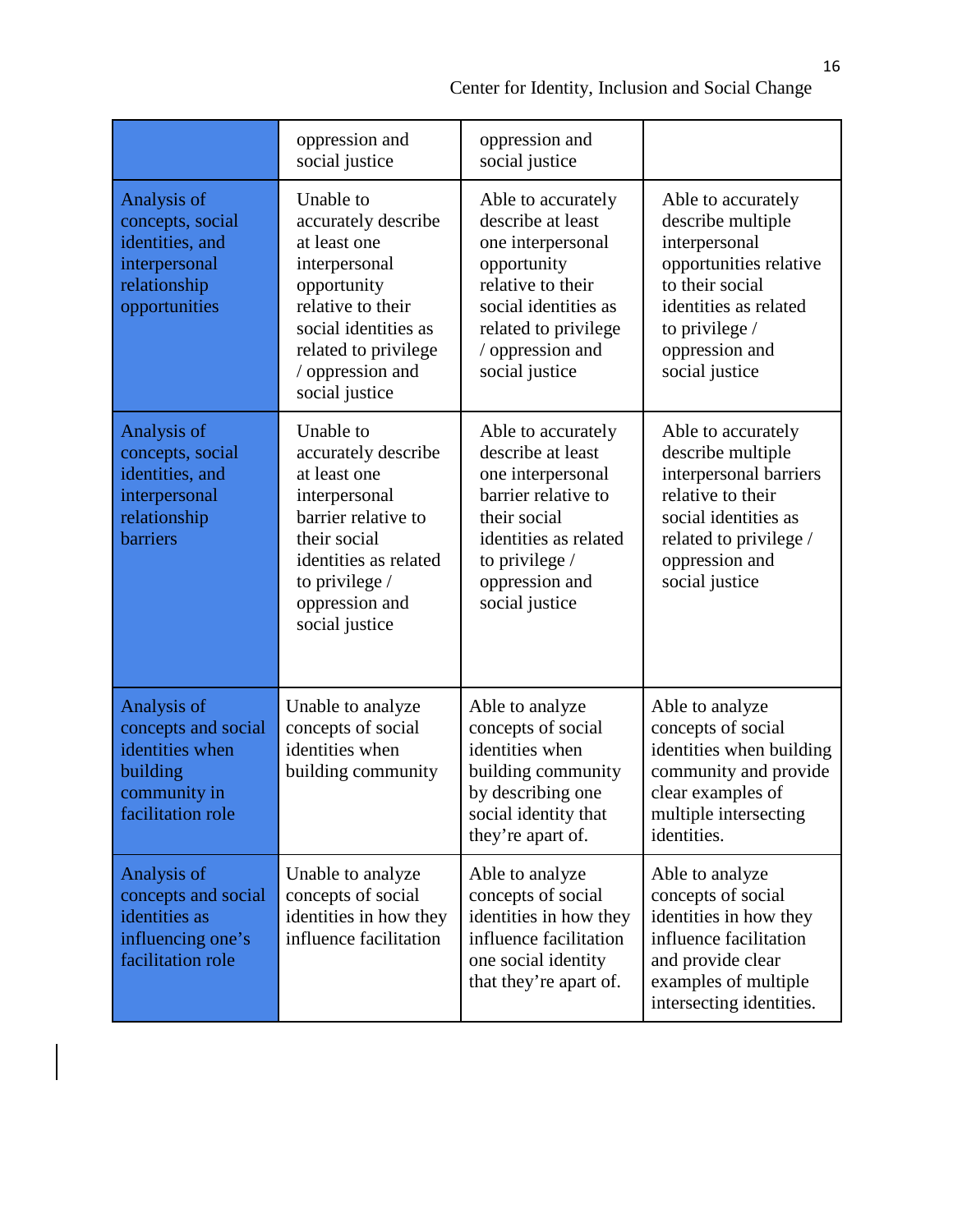| | | | |
|---|---|---|---|
| | oppression and social justice | oppression and social justice | |
| Analysis of concepts, social identities, and interpersonal relationship opportunities | Unable to accurately describe at least one interpersonal opportunity relative to their social identities as related to privilege / oppression and social justice | Able to accurately describe at least one interpersonal opportunity relative to their social identities as related to privilege / oppression and social justice | Able to accurately describe multiple interpersonal opportunities relative to their social identities as related to privilege / oppression and social justice |
| Analysis of concepts, social identities, and interpersonal relationship barriers | Unable to accurately describe at least one interpersonal barrier relative to their social identities as related to privilege / oppression and social justice | Able to accurately describe at least one interpersonal barrier relative to their social identities as related to privilege / oppression and social justice | Able to accurately describe multiple interpersonal barriers relative to their social identities as related to privilege / oppression and social justice |
| Analysis of concepts and social identities when building community in facilitation role | Unable to analyze concepts of social identities when building community | Able to analyze concepts of social identities when building community by describing one social identity that they're apart of. | Able to analyze concepts of social identities when building community and provide clear examples of multiple intersecting identities. |
| Analysis of concepts and social identities as influencing one's facilitation role | Unable to analyze concepts of social identities in how they influence facilitation | Able to analyze concepts of social identities in how they influence facilitation one social identity that they're apart of. | Able to analyze concepts of social identities in how they influence facilitation and provide clear examples of multiple intersecting identities. |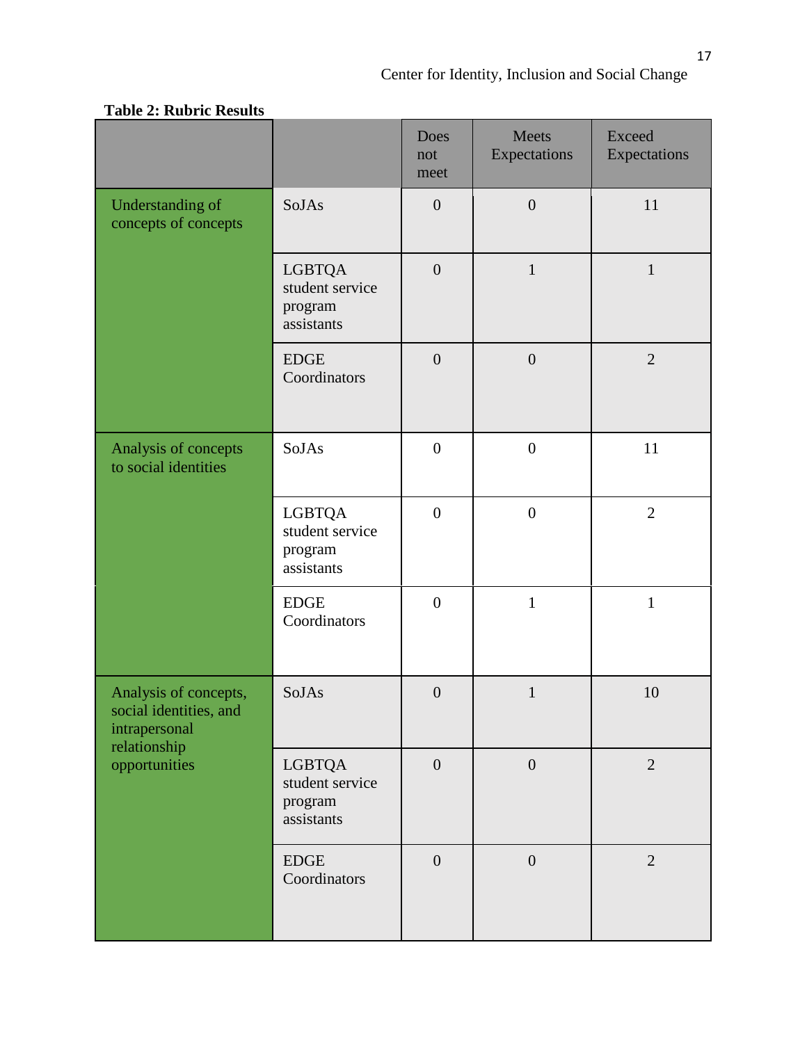**Table 2: Rubric Results**

| | | Does not meet | Meets Expectations | Exceed Expectations |
|---|---|---|---|---|
| Understanding of concepts of concepts | SoJAs | 0 | 0 | 11 |
| | LGBTQA student service program assistants | 0 | 1 | 1 |
| | EDGE Coordinators | 0 | 0 | 2 |
| Analysis of concepts to social identities | SoJAs | 0 | 0 | 11 |
| | LGBTQA student service program assistants | 0 | 0 | 2 |
| | EDGE Coordinators | 0 | 1 | 1 |
| Analysis of concepts, social identities, and intrapersonal relationship opportunities | SoJAs | 0 | 1 | 10 |
| | LGBTQA student service program assistants | 0 | 0 | 2 |
| | EDGE Coordinators | 0 | 0 | 2 |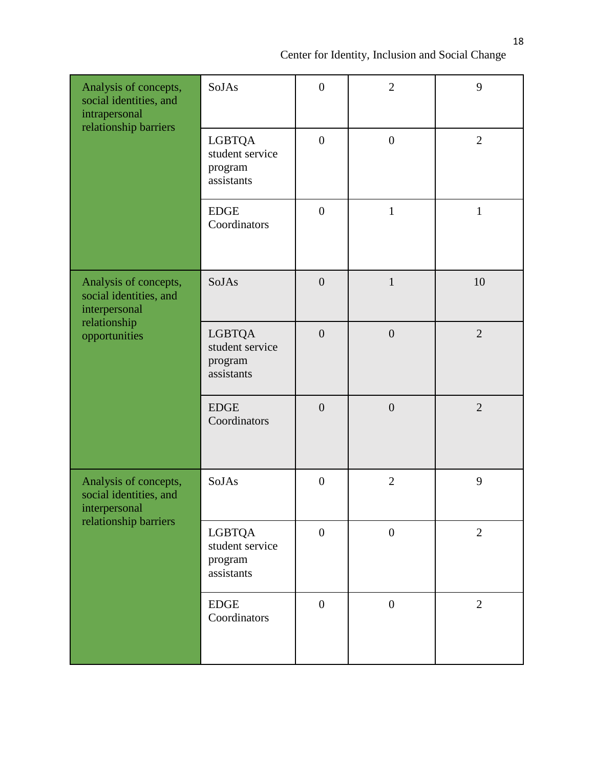| | | | | |
|---|---|---|---|---|
| Analysis of concepts, social identities, and intrapersonal relationship barriers | SoJAs | 0 | 2 | 9 |
| | LGBTQA student service program assistants | 0 | 0 | 2 |
| | EDGE Coordinators | 0 | 1 | 1 |
| Analysis of concepts, social identities, and interpersonal relationship opportunities | SoJAs | 0 | 1 | 10 |
| | LGBTQA student service program assistants | 0 | 0 | 2 |
| | EDGE Coordinators | 0 | 0 | 2 |
| Analysis of concepts, social identities, and interpersonal relationship barriers | SoJAs | 0 | 2 | 9 |
| | LGBTQA student service program assistants | 0 | 0 | 2 |
| | EDGE Coordinators | 0 | 0 | 2 |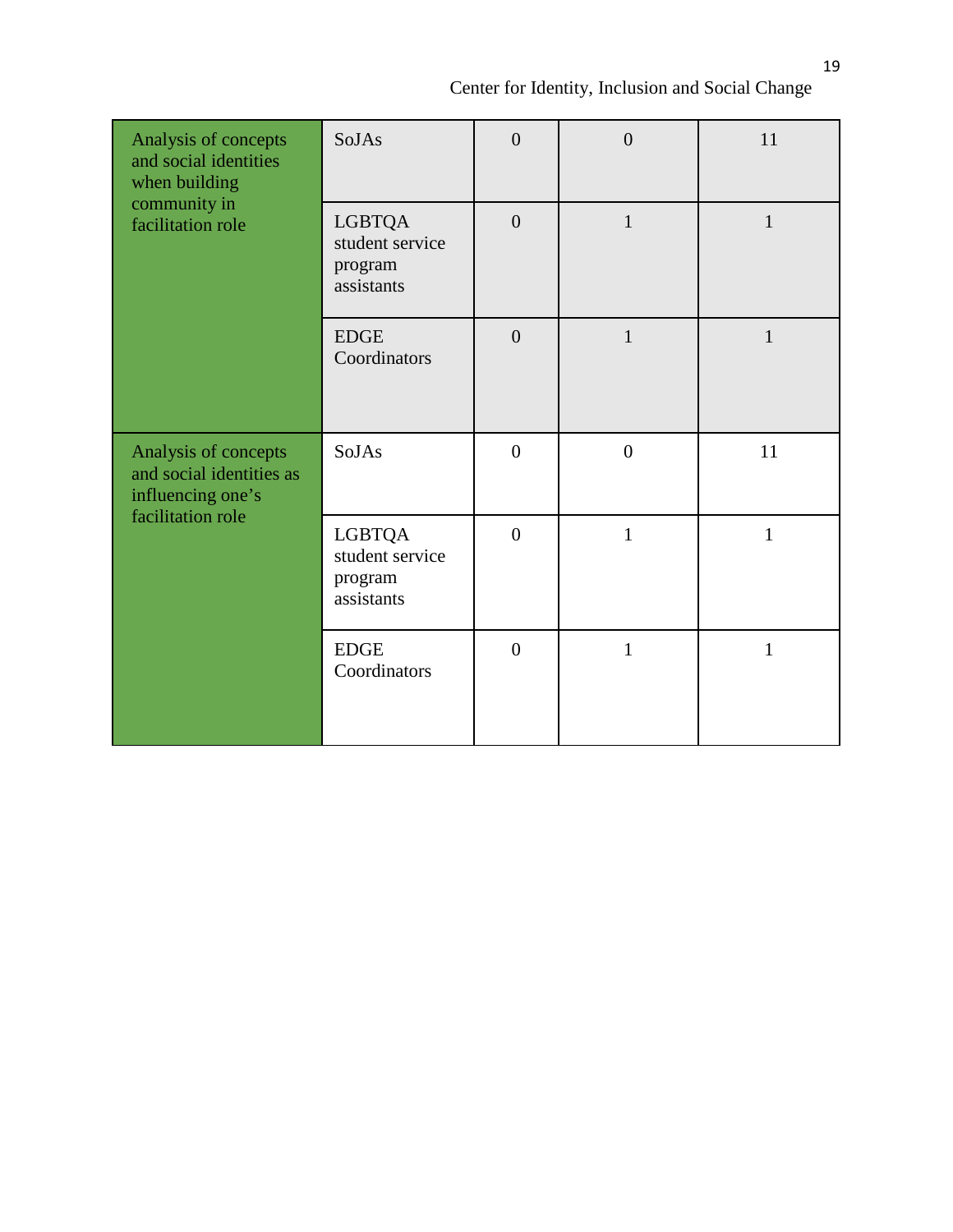| | | | | |
|---|---|---|---|---|
| Analysis of concepts and social identities when building community in facilitation role | SoJAs | 0 | 0 | 11 |
| | LGBTQA student service program assistants | 0 | 1 | 1 |
| | EDGE Coordinators | 0 | 1 | 1 |
| Analysis of concepts and social identities as influencing one's facilitation role | SoJAs | 0 | 0 | 11 |
| | LGBTQA student service program assistants | 0 | 1 | 1 |
| | EDGE Coordinators | 0 | 1 | 1 |